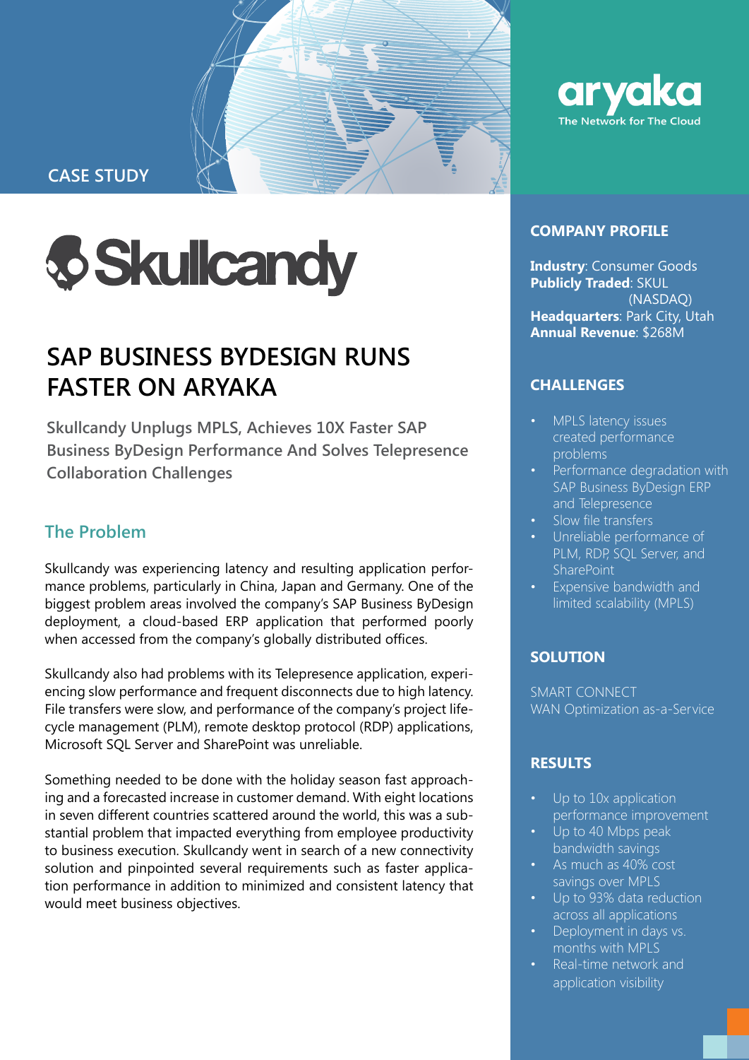CASE STUDY

aryaka
The Network for The Cloud

Skullcandy

# SAP BUSINESS BYDESIGN RUNS FASTER ON ARYAKA

**Skullcandy Unplugs MPLS, Achieves 10X Faster SAP Business ByDesign Performance And Solves Telepresence Collaboration Challenges**

## The Problem

Skullcandy was experiencing latency and resulting application performance problems, particularly in China, Japan and Germany. One of the biggest problem areas involved the company's SAP Business ByDesign deployment, a cloud-based ERP application that performed poorly when accessed from the company's globally distributed offices.

Skullcandy also had problems with its Telepresence application, experiencing slow performance and frequent disconnects due to high latency. File transfers were slow, and performance of the company's project lifecycle management (PLM), remote desktop protocol (RDP) applications, Microsoft SQL Server and SharePoint was unreliable.

Something needed to be done with the holiday season fast approaching and a forecasted increase in customer demand. With eight locations in seven different countries scattered around the world, this was a substantial problem that impacted everything from employee productivity to business execution. Skullcandy went in search of a new connectivity solution and pinpointed several requirements such as faster application performance in addition to minimized and consistent latency that would meet business objectives.

## COMPANY PROFILE

**Industry**: Consumer Goods
**Publicly Traded**: SKUL (NASDAQ)
**Headquarters**: Park City, Utah
**Annual Revenue**: $268M

## CHALLENGES

- MPLS latency issues created performance problems
- Performance degradation with SAP Business ByDesign ERP and Telepresence
- Slow file transfers
- Unreliable performance of PLM, RDP, SQL Server, and SharePoint
- Expensive bandwidth and limited scalability (MPLS)

## SOLUTION

SMART CONNECT
WAN Optimization as-a-Service

## RESULTS

- Up to 10x application performance improvement
- Up to 40 Mbps peak bandwidth savings
- As much as 40% cost savings over MPLS
- Up to 93% data reduction across all applications
- Deployment in days vs. months with MPLS
- Real-time network and application visibility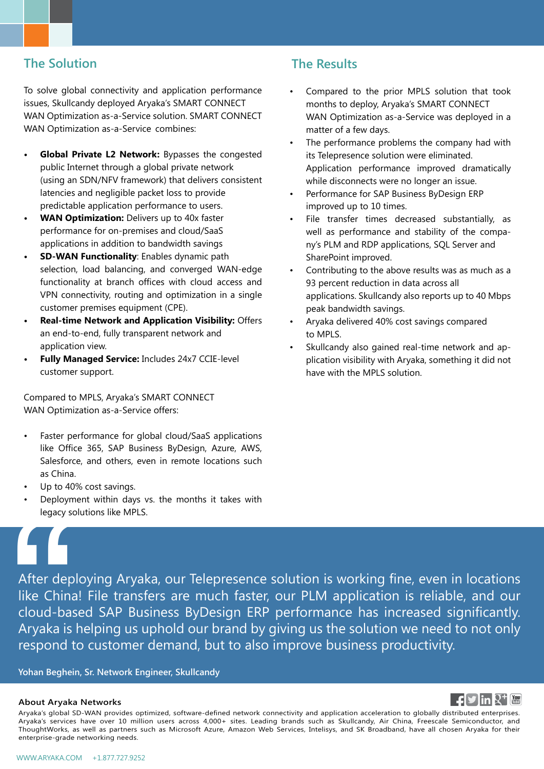## The Solution

To solve global connectivity and application performance issues, Skullcandy deployed Aryaka's SMART CONNECT WAN Optimization as-a-Service solution. SMART CONNECT WAN Optimization as-a-Service combines:

- **Global Private L2 Network:** Bypasses the congested public Internet through a global private network (using an SDN/NFV framework) that delivers consistent latencies and negligible packet loss to provide predictable application performance to users.
- **WAN Optimization:** Delivers up to 40x faster performance for on-premises and cloud/SaaS applications in addition to bandwidth savings
- **SD-WAN Functionality**: Enables dynamic path selection, load balancing, and converged WAN-edge functionality at branch offices with cloud access and VPN connectivity, routing and optimization in a single customer premises equipment (CPE).
- **Real-time Network and Application Visibility:** Offers an end-to-end, fully transparent network and application view.
- **Fully Managed Service:** Includes 24x7 CCIE-level customer support.

Compared to MPLS, Aryaka's SMART CONNECT WAN Optimization as-a-Service offers:

- Faster performance for global cloud/SaaS applications like Office 365, SAP Business ByDesign, Azure, AWS, Salesforce, and others, even in remote locations such as China.
- Up to 40% cost savings.
- Deployment within days vs. the months it takes with legacy solutions like MPLS.

## The Results

- Compared to the prior MPLS solution that took months to deploy, Aryaka's SMART CONNECT WAN Optimization as-a-Service was deployed in a matter of a few days.
- The performance problems the company had with its Telepresence solution were eliminated. Application performance improved dramatically while disconnects were no longer an issue.
- Performance for SAP Business ByDesign ERP improved up to 10 times.
- File transfer times decreased substantially, as well as performance and stability of the company's PLM and RDP applications, SQL Server and SharePoint improved.
- Contributing to the above results was as much as a 93 percent reduction in data across all applications. Skullcandy also reports up to 40 Mbps peak bandwidth savings.
- Aryaka delivered 40% cost savings compared to MPLS.
- Skullcandy also gained real-time network and application visibility with Aryaka, something it did not have with the MPLS solution.

> After deploying Aryaka, our Telepresence solution is working fine, even in locations like China! File transfers are much faster, our PLM application is reliable, and our cloud-based SAP Business ByDesign ERP performance has increased significantly. Aryaka is helping us uphold our brand by giving us the solution we need to not only respond to customer demand, but to also improve business productivity.

**Yohan Beghein, Sr. Network Engineer, Skullcandy**

### About Aryaka Networks

Aryaka's global SD-WAN provides optimized, software-defined network connectivity and application acceleration to globally distributed enterprises. Aryaka's services have over 10 million users across 4,000+ sites. Leading brands such as Skullcandy, Air China, Freescale Semiconductor, and ThoughtWorks, as well as partners such as Microsoft Azure, Amazon Web Services, Intelisys, and SK Broadband, have all chosen Aryaka for their enterprise-grade networking needs.

WWW.ARYAKA.COM +1.877.727.9252